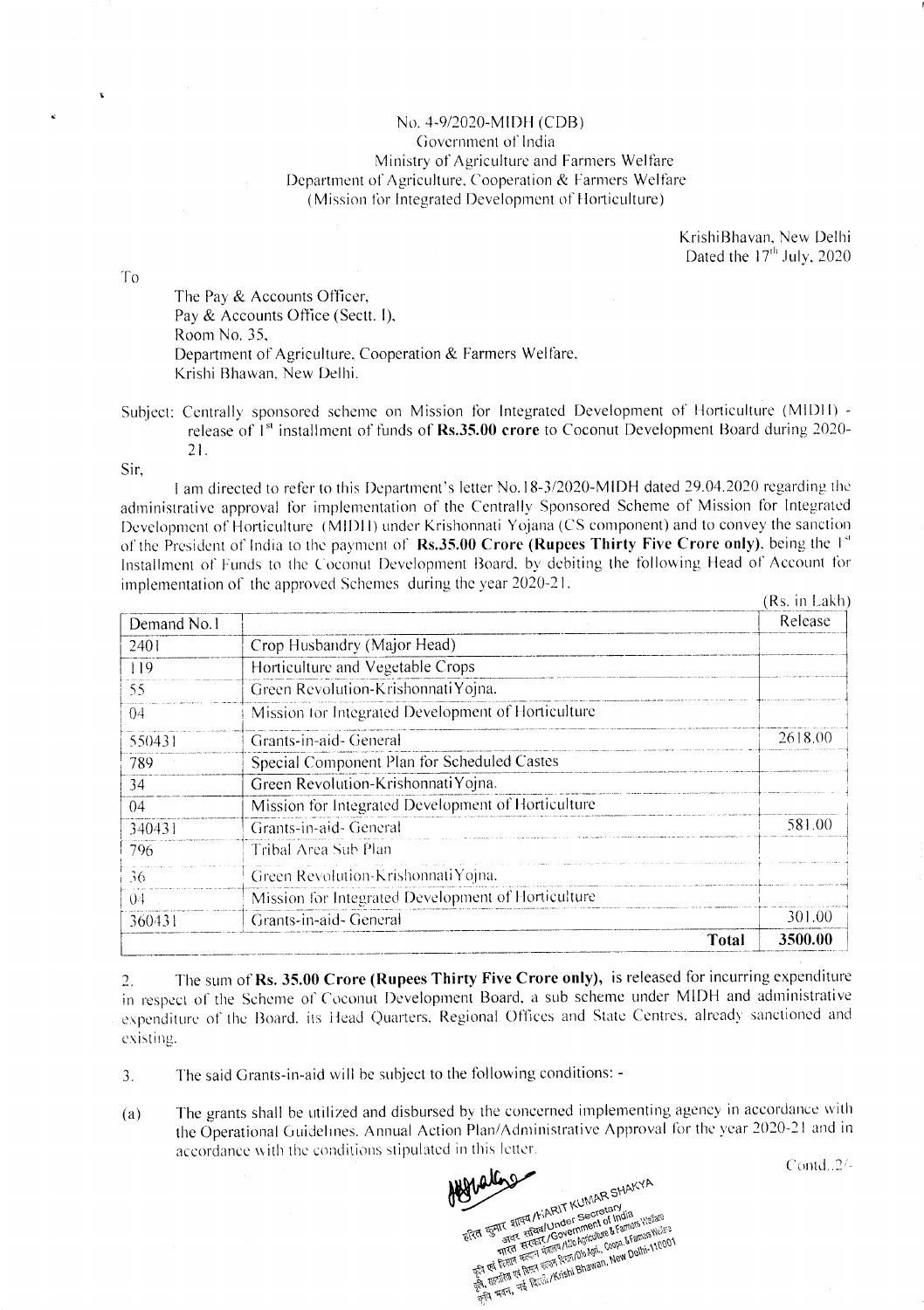No. 4-9/2020-MIDH (CDB)
Government of India
Ministry of Agriculture and Farmers Welfare
Department of Agriculture, Cooperation & Farmers Welfare
(Mission for Integrated Development of Horticulture)

KrishiBhavan, New Delhi
Dated the 17th July, 2020

To

The Pay & Accounts Officer,
Pay & Accounts Office (Sectt. I),
Room No. 35,
Department of Agriculture, Cooperation & Farmers Welfare,
Krishi Bhavan, New Delhi.

Subject: Centrally sponsored scheme on Mission for Integrated Development of Horticulture (MIDH) - release of 1st installment of funds of **Rs.35.00 crore** to Coconut Development Board during 2020-21.

Sir,

I am directed to refer to this Department's letter No.18-3/2020-MIDH dated 29.04.2020 regarding the administrative approval for implementation of the Centrally Sponsored Scheme of Mission for Integrated Development of Horticulture (MIDH) under Krishonnati Yojana (CS component) and to convey the sanction of the President of India to the payment of **Rs.35.00 Crore (Rupees Thirty Five Crore only)**, being the 1st Installment of Funds to the Coconut Development Board, by debiting the following Head of Account for implementation of the approved Schemes during the year 2020-21.

(Rs. in Lakh)

| Demand No.1 | | Release |
|---|---|---|
| 2401 | Crop Husbandry (Major Head) | |
| 119 | Horticulture and Vegetable Crops | |
| 55 | Green Revolution-KrishonnatiYojna. | |
| 04 | Mission for Integrated Development of Horticulture | |
| 550431 | Grants-in-aid- General | 2618.00 |
| 789 | Special Component Plan for Scheduled Castes | |
| 34 | Green Revolution-KrishonnatiYojna. | |
| 04 | Mission for Integrated Development of Horticulture | |
| 340431 | Grants-in-aid- General | 581.00 |
| 796 | Tribal Area Sub Plan | |
| 36 | Green Revolution-KrishonnatiYojna. | |
| 04 | Mission for Integrated Development of Horticulture | |
| 360431 | Grants-in-aid- General | 301.00 |
| | **Total** | **3500.00** |

2. The sum of **Rs. 35.00 Crore (Rupees Thirty Five Crore only)**, is released for incurring expenditure in respect of the Scheme of Coconut Development Board, a sub scheme under MIDH and administrative expenditure of the Board, its Head Quarters, Regional Offices and State Centres, already sanctioned and existing.

3. The said Grants-in-aid will be subject to the following conditions: -

(a) The grants shall be utilized and disbursed by the concerned implementing agency in accordance with the Operational Guidelines, Annual Action Plan/Administrative Approval for the year 2020-21 and in accordance with the conditions stipulated in this letter.

Contd..2/-

हरित कुमार शाक्य/HARIT KUMAR SHAKYA
अवर सचिव/Under Secretary
भारत सरकार/Government of India
कृषि एवं किसान कल्याण मंत्रालय/M/o Agriculture & Farmers Welfare
कृषि, सहकारिता एवं किसान कल्याण विभाग/D/o Agri., Coopn. & Farmers Welfare
कृषि भवन, नई दिल्ली/Krishi Bhawan, New Delhi-110001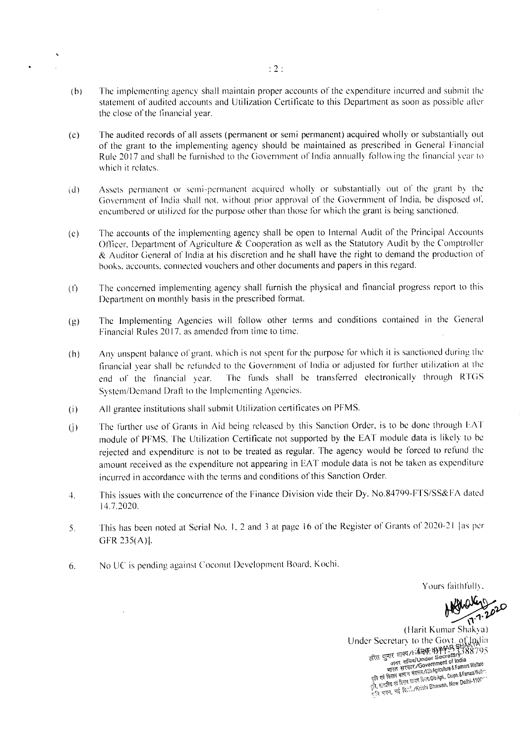(b) The implementing agency shall maintain proper accounts of the expenditure incurred and submit the statement of audited accounts and Utilization Certificate to this Department as soon as possible after the close of the financial year.

(c) The audited records of all assets (permanent or semi permanent) acquired wholly or substantially out of the grant to the implementing agency should be maintained as prescribed in General Financial Rule 2017 and shall be furnished to the Government of India annually following the financial year to which it relates.

(d) Assets permanent or semi-permanent acquired wholly or substantially out of the grant by the Government of India shall not, without prior approval of the Government of India, be disposed of, encumbered or utilized for the purpose other than those for which the grant is being sanctioned.

(e) The accounts of the implementing agency shall be open to Internal Audit of the Principal Accounts Officer, Department of Agriculture & Cooperation as well as the Statutory Audit by the Comptroller & Auditor General of India at his discretion and he shall have the right to demand the production of books, accounts, connected vouchers and other documents and papers in this regard.

(f) The concerned implementing agency shall furnish the physical and financial progress report to this Department on monthly basis in the prescribed format.

(g) The Implementing Agencies will follow other terms and conditions contained in the General Financial Rules 2017, as amended from time to time.

(h) Any unspent balance of grant, which is not spent for the purpose for which it is sanctioned during the financial year shall be refunded to the Government of India or adjusted for further utilization at the end of the financial year. The funds shall be transferred electronically through RTGS System/Demand Draft to the Implementing Agencies.

(i) All grantee institutions shall submit Utilization certificates on PFMS.

(j) The further use of Grants in Aid being released by this Sanction Order, is to be done through EAT module of PFMS. The Utilization Certificate not supported by the EAT module data is likely to be rejected and expenditure is not to be treated as regular. The agency would be forced to refund the amount received as the expenditure not appearing in EAT module data is not be taken as expenditure incurred in accordance with the terms and conditions of this Sanction Order.

4. This issues with the concurrence of the Finance Division vide their Dy. No.84799-FTS/SS&FA dated 14.7.2020.

5. This has been noted at Serial No. 1, 2 and 3 at page 16 of the Register of Grants of 2020-21 [as per GFR 235(A)].

6. No UC is pending against Coconut Development Board, Kochi.

Yours faithfully,

17.7.2020

(Harit Kumar Shakya)
Under Secretary to the Govt. of India

हरित कुमार शाक्य/HARIT KUMAR SHAKYA
अवर सचिव/Under Secretary
भारत सरकार/Government of India
कृषि एवं किसान कल्याण मंत्रालय/M/o Agriculture & Farmers Welfare
कृषि, सहकारिता एवं किसान कल्याण विभाग/D/o Agri., Coopn. & Farmers Welfare
कृषि भवन, नई दिल्ली/Krishi Bhawan, New Delhi-110001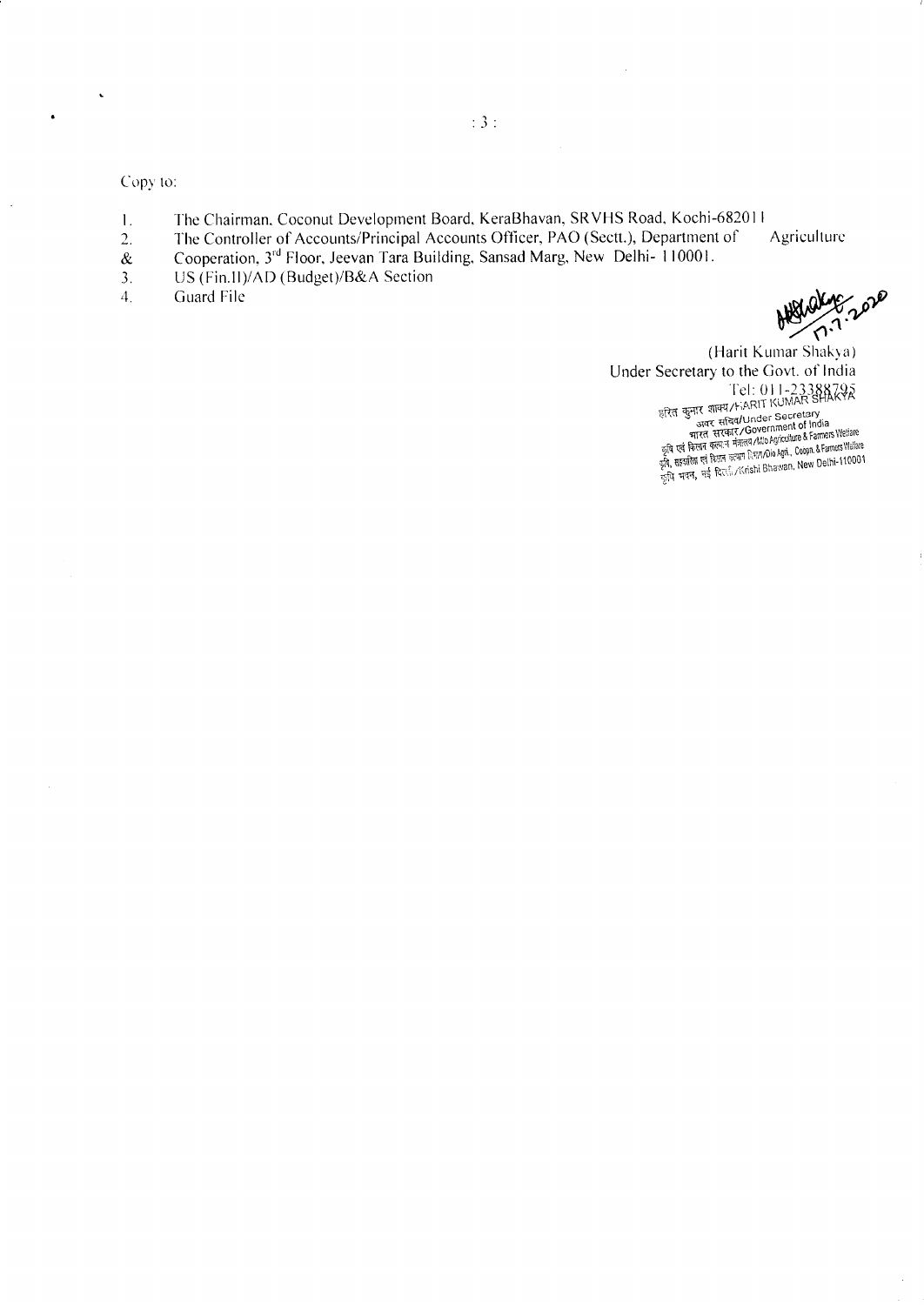Copy to:

1. The Chairman, Coconut Development Board, KeraBhavan, SRVHS Road, Kochi-682011
2. The Controller of Accounts/Principal Accounts Officer, PAO (Sectt.), Department of Agriculture
& Cooperation, 3rd Floor, Jeevan Tara Building, Sansad Marg, New Delhi- 110001.
3. US (Fin.II)/AD (Budget)/B&A Section
4. Guard File

17.7.2020

(Harit Kumar Shakya)
Under Secretary to the Govt. of India
Tel: 011-23388795

हरित कुमार शाक्य/HARIT KUMAR SHAKYA
अवर सचिव/Under Secretary
भारत सरकार/Government of India
कृषि एवं किसान कल्याण मंत्रालय/M/o Agriculture & Farmers Welfare
कृषि, सहकारिता एवं किसान कल्याण विभाग/D/o Agri., Coopn. & Farmers Welfare
कृषि भवन, नई दिल्ली/Krishi Bhawan, New Delhi-110001